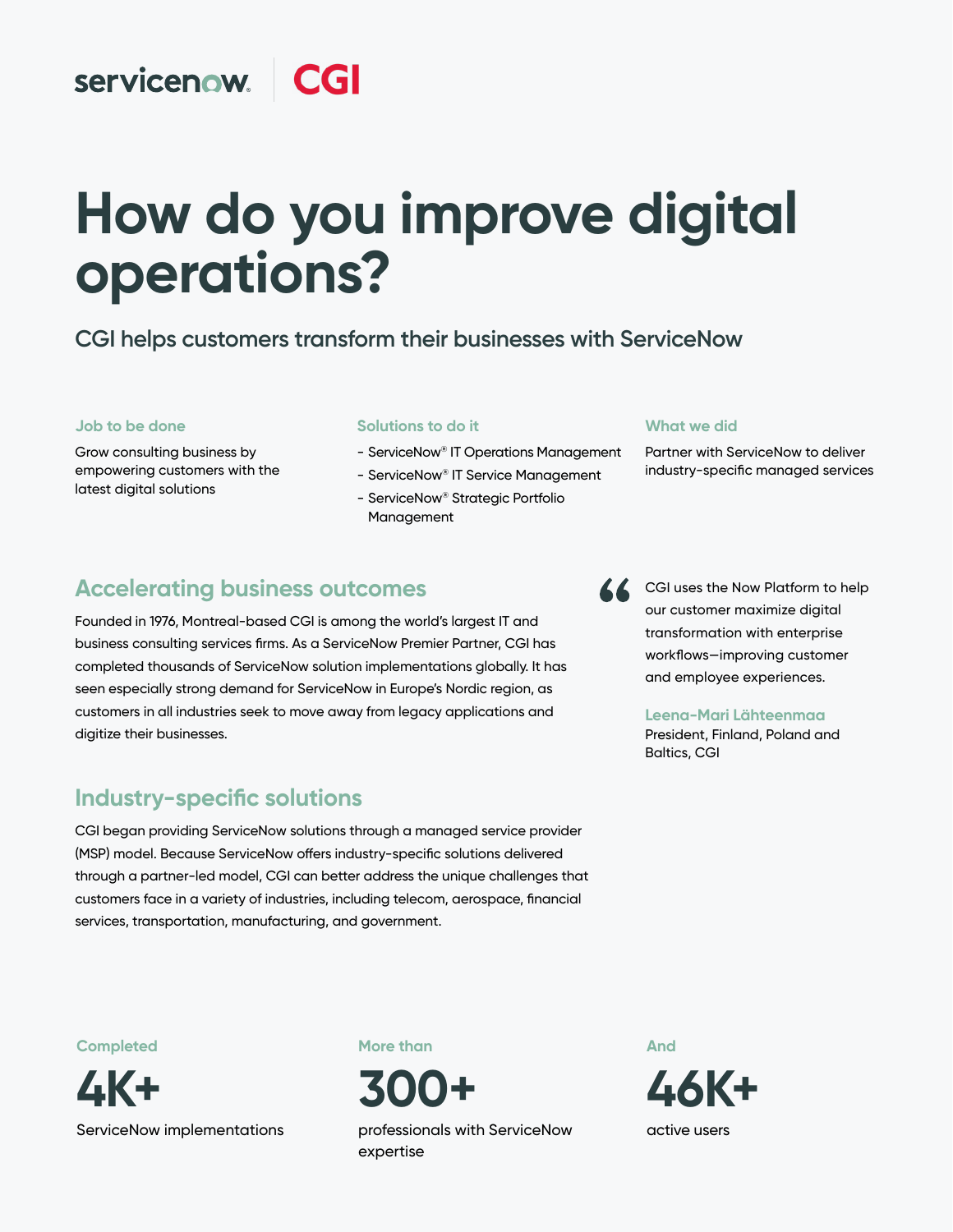servicenow | CGI

# How do you improve digital operations?

## CGI helps customers transform their businesses with ServiceNow

### Job to be done

Grow consulting business by empowering customers with the latest digital solutions

### Solutions to do it

- ServiceNow® IT Operations Management
- ServiceNow® IT Service Management
- ServiceNow® Strategic Portfolio Management

### What we did

Partner with ServiceNow to deliver industry-specific managed services

## Accelerating business outcomes

Founded in 1976, Montreal-based CGI is among the world's largest IT and business consulting services firms. As a ServiceNow Premier Partner, CGI has completed thousands of ServiceNow solution implementations globally. It has seen especially strong demand for ServiceNow in Europe's Nordic region, as customers in all industries seek to move away from legacy applications and digitize their businesses.

> "CGI uses the Now Platform to help our customer maximize digital transformation with enterprise workflows—improving customer and employee experiences.
>
> **Leena-Mari Lähteenmaa**
> President, Finland, Poland and Baltics, CGI

## Industry-specific solutions

CGI began providing ServiceNow solutions through a managed service provider (MSP) model. Because ServiceNow offers industry-specific solutions delivered through a partner-led model, CGI can better address the unique challenges that customers face in a variety of industries, including telecom, aerospace, financial services, transportation, manufacturing, and government.

Completed

**4K+**

ServiceNow implementations

More than

**300+**

professionals with ServiceNow expertise

And

**46K+**

active users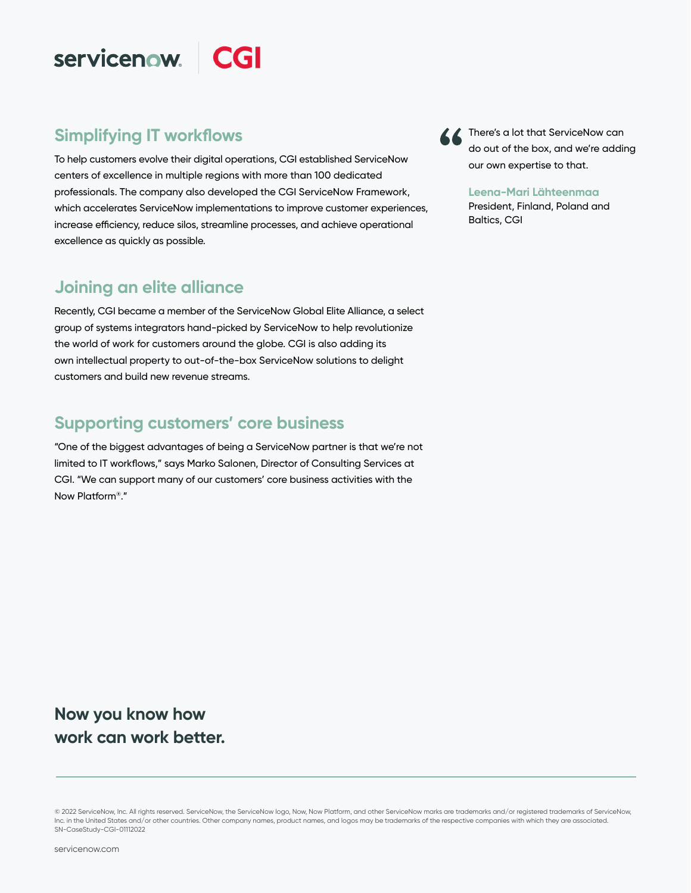## Simplifying IT workflows

To help customers evolve their digital operations, CGI established ServiceNow centers of excellence in multiple regions with more than 100 dedicated professionals. The company also developed the CGI ServiceNow Framework, which accelerates ServiceNow implementations to improve customer experiences, increase efficiency, reduce silos, streamline processes, and achieve operational excellence as quickly as possible.

## Joining an elite alliance

Recently, CGI became a member of the ServiceNow Global Elite Alliance, a select group of systems integrators hand-picked by ServiceNow to help revolutionize the world of work for customers around the globe. CGI is also adding its own intellectual property to out-of-the-box ServiceNow solutions to delight customers and build new revenue streams.

## Supporting customers' core business

"One of the biggest advantages of being a ServiceNow partner is that we're not limited to IT workflows," says Marko Salonen, Director of Consulting Services at CGI. "We can support many of our customers' core business activities with the Now Platform®."

> There's a lot that ServiceNow can do out of the box, and we're adding our own expertise to that.
>
> **Leena-Mari Lähteenmaa**
> President, Finland, Poland and Baltics, CGI

**Now you know how work can work better.**

© 2022 ServiceNow, Inc. All rights reserved. ServiceNow, the ServiceNow logo, Now, Now Platform, and other ServiceNow marks are trademarks and/or registered trademarks of ServiceNow, Inc. in the United States and/or other countries. Other company names, product names, and logos may be trademarks of the respective companies with which they are associated.
SN-CaseStudy-CGI-01112022

servicenow.com